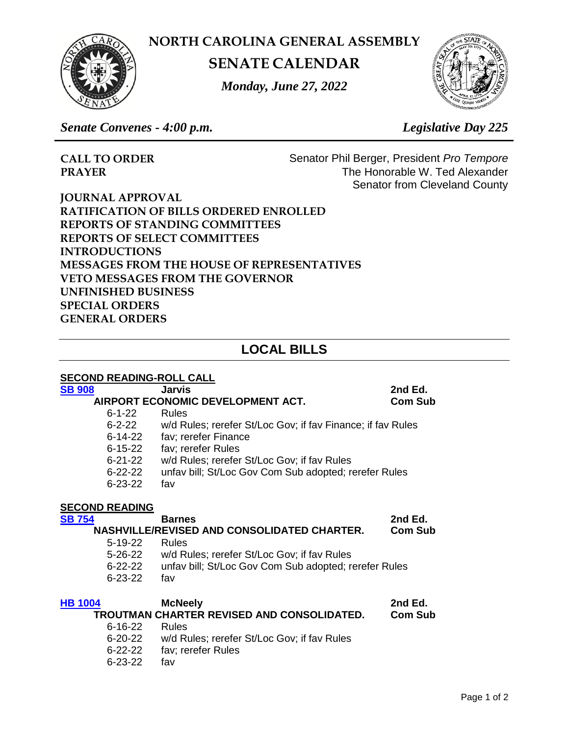# NORTH CAROLINA GENERAL ASSEMBLY

## SENATE CALENDAR

*Monday, June 27, 2022*

*Senate Convenes - 4:00 p.m.* *Legislative Day 225*

**CALL TO ORDER** Senator Phil Berger, President *Pro Tempore*

**PRAYER** The Honorable W. Ted Alexander
Senator from Cleveland County

**JOURNAL APPROVAL**
**RATIFICATION OF BILLS ORDERED ENROLLED**
**REPORTS OF STANDING COMMITTEES**
**REPORTS OF SELECT COMMITTEES**
**INTRODUCTIONS**
**MESSAGES FROM THE HOUSE OF REPRESENTATIVES**
**VETO MESSAGES FROM THE GOVERNOR**
**UNFINISHED BUSINESS**
**SPECIAL ORDERS**
**GENERAL ORDERS**

## LOCAL BILLS

### SECOND READING-ROLL CALL

**SB 908** **Jarvis** **2nd Ed.**
**AIRPORT ECONOMIC DEVELOPMENT ACT.** **Com Sub**

6-1-22 Rules
6-2-22 w/d Rules; rerefer St/Loc Gov; if fav Finance; if fav Rules
6-14-22 fav; rerefer Finance
6-15-22 fav; rerefer Rules
6-21-22 w/d Rules; rerefer St/Loc Gov; if fav Rules
6-22-22 unfav bill; St/Loc Gov Com Sub adopted; rerefer Rules
6-23-22 fav

### SECOND READING

**SB 754** **Barnes** **2nd Ed.**
**NASHVILLE/REVISED AND CONSOLIDATED CHARTER.** **Com Sub**

5-19-22 Rules
5-26-22 w/d Rules; rerefer St/Loc Gov; if fav Rules
6-22-22 unfav bill; St/Loc Gov Com Sub adopted; rerefer Rules
6-23-22 fav

**HB 1004** **McNeely** **2nd Ed.**
**TROUTMAN CHARTER REVISED AND CONSOLIDATED.** **Com Sub**

6-16-22 Rules
6-20-22 w/d Rules; rerefer St/Loc Gov; if fav Rules
6-22-22 fav; rerefer Rules
6-23-22 fav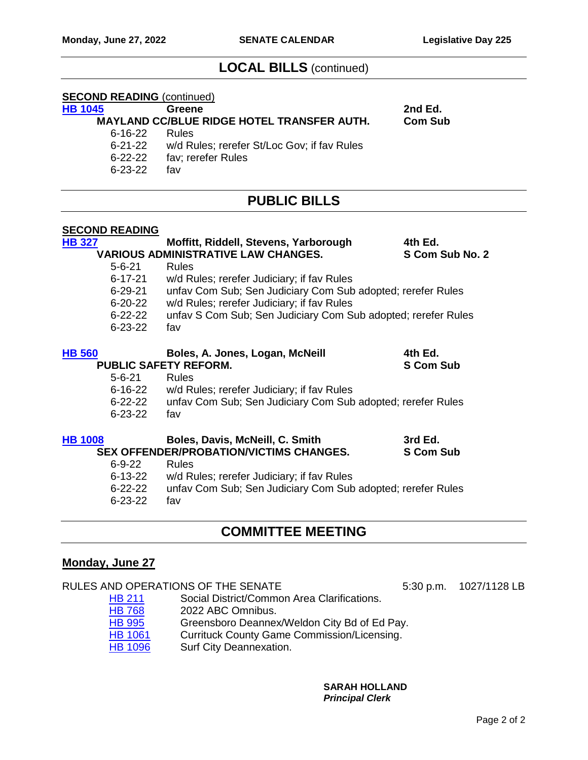## LOCAL BILLS (continued)

**SECOND READING** (continued)

**HB 1045** **Greene** **2nd Ed.**
**MAYLAND CC/BLUE RIDGE HOTEL TRANSFER AUTH.** **Com Sub**

| | |
|---|---|
| 6-16-22 | Rules |
| 6-21-22 | w/d Rules; rerefer St/Loc Gov; if fav Rules |
| 6-22-22 | fav; rerefer Rules |
| 6-23-22 | fav |

## PUBLIC BILLS

**SECOND READING**

**HB 327** **Moffitt, Riddell, Stevens, Yarborough** **4th Ed.**
**VARIOUS ADMINISTRATIVE LAW CHANGES.** **S Com Sub No. 2**

| | |
|---|---|
| 5-6-21 | Rules |
| 6-17-21 | w/d Rules; rerefer Judiciary; if fav Rules |
| 6-29-21 | unfav Com Sub; Sen Judiciary Com Sub adopted; rerefer Rules |
| 6-20-22 | w/d Rules; rerefer Judiciary; if fav Rules |
| 6-22-22 | unfav S Com Sub; Sen Judiciary Com Sub adopted; rerefer Rules |
| 6-23-22 | fav |

**HB 560** **Boles, A. Jones, Logan, McNeill** **4th Ed.**
**PUBLIC SAFETY REFORM.** **S Com Sub**

| | |
|---|---|
| 5-6-21 | Rules |
| 6-16-22 | w/d Rules; rerefer Judiciary; if fav Rules |
| 6-22-22 | unfav Com Sub; Sen Judiciary Com Sub adopted; rerefer Rules |
| 6-23-22 | fav |

**HB 1008** **Boles, Davis, McNeill, C. Smith** **3rd Ed.**
**SEX OFFENDER/PROBATION/VICTIMS CHANGES.** **S Com Sub**

| | |
|---|---|
| 6-9-22 | Rules |
| 6-13-22 | w/d Rules; rerefer Judiciary; if fav Rules |
| 6-22-22 | unfav Com Sub; Sen Judiciary Com Sub adopted; rerefer Rules |
| 6-23-22 | fav |

## COMMITTEE MEETING

**Monday, June 27**

RULES AND OPERATIONS OF THE SENATE 5:30 p.m. 1027/1128 LB

| | |
|---|---|
| HB 211 | Social District/Common Area Clarifications. |
| HB 768 | 2022 ABC Omnibus. |
| HB 995 | Greensboro Deannex/Weldon City Bd of Ed Pay. |
| HB 1061 | Currituck County Game Commission/Licensing. |
| HB 1096 | Surf City Deannexation. |

**SARAH HOLLAND**
***Principal Clerk***